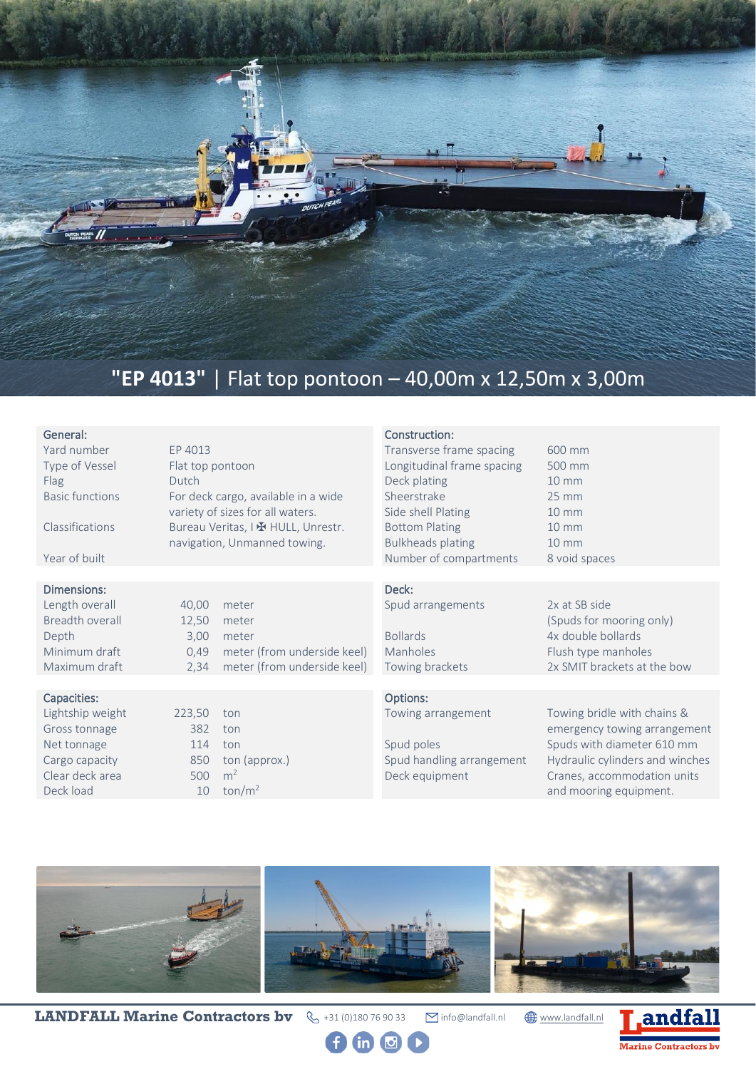# "EP 4013" | Flat top pontoon – 40,00m x 12,50m x 3,00m

| General: | |
|---|---|
| Yard number | EP 4013 |
| Type of Vessel | Flat top pontoon |
| Flag | Dutch |
| Basic functions | For deck cargo, available in a wide variety of sizes for all waters. |
| Classifications | Bureau Veritas, I ✠ HULL, Unrestr. navigation, Unmanned towing. |
| Year of built | |

| Dimensions: | | |
|---|---|---|
| Length overall | 40,00 | meter |
| Breadth overall | 12,50 | meter |
| Depth | 3,00 | meter |
| Minimum draft | 0,49 | meter (from underside keel) |
| Maximum draft | 2,34 | meter (from underside keel) |

| Capacities: | | |
|---|---|---|
| Lightship weight | 223,50 | ton |
| Gross tonnage | 382 | ton |
| Net tonnage | 114 | ton |
| Cargo capacity | 850 | ton (approx.) |
| Clear deck area | 500 | $m^2$ |
| Deck load | 10 | ton/$m^2$ |

| Construction: | |
|---|---|
| Transverse frame spacing | 600 mm |
| Longitudinal frame spacing | 500 mm |
| Deck plating | 10 mm |
| Sheerstrake | 25 mm |
| Side shell Plating | 10 mm |
| Bottom Plating | 10 mm |
| Bulkheads plating | 10 mm |
| Number of compartments | 8 void spaces |

| Deck: | |
|---|---|
| Spud arrangements | 2x at SB side (Spuds for mooring only) |
| Bollards | 4x double bollards |
| Manholes | Flush type manholes |
| Towing brackets | 2x SMIT brackets at the bow |

| Options: | |
|---|---|
| Towing arrangement | Towing bridle with chains & emergency towing arrangement |
| Spud poles | Spuds with diameter 610 mm |
| Spud handling arrangement | Hydraulic cylinders and winches |
| Deck equipment | Cranes, accommodation units and mooring equipment. |

**LANDFALL Marine Contractors bv** +31 (0)180 76 90 33 info@landfall.nl www.landfall.nl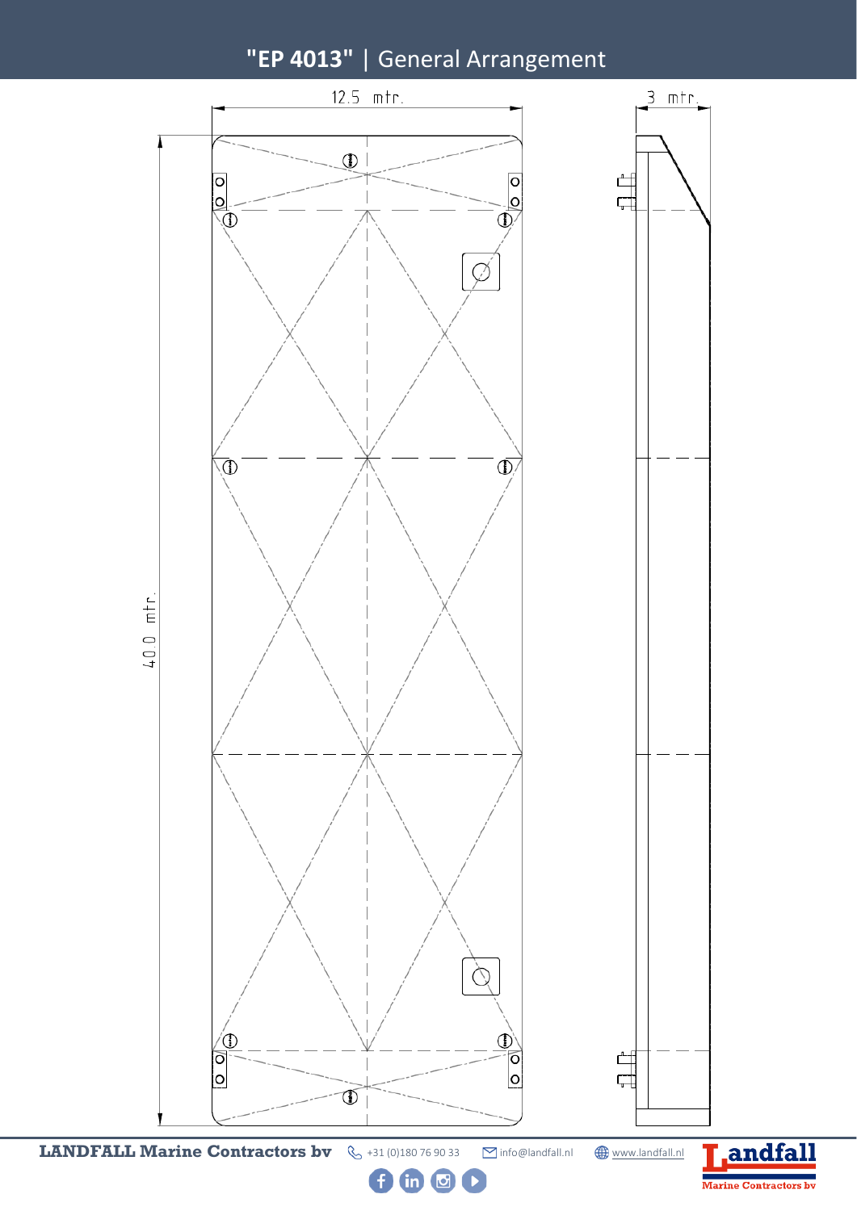# "EP 4013" | General Arrangement

12.5 mtr.

3 mtr.

40.0 mtr.

LANDFALL Marine Contractors bv +31 (0)180 76 90 33 info@landfall.nl www.landfall.nl

Landfall Marine Contractors bv